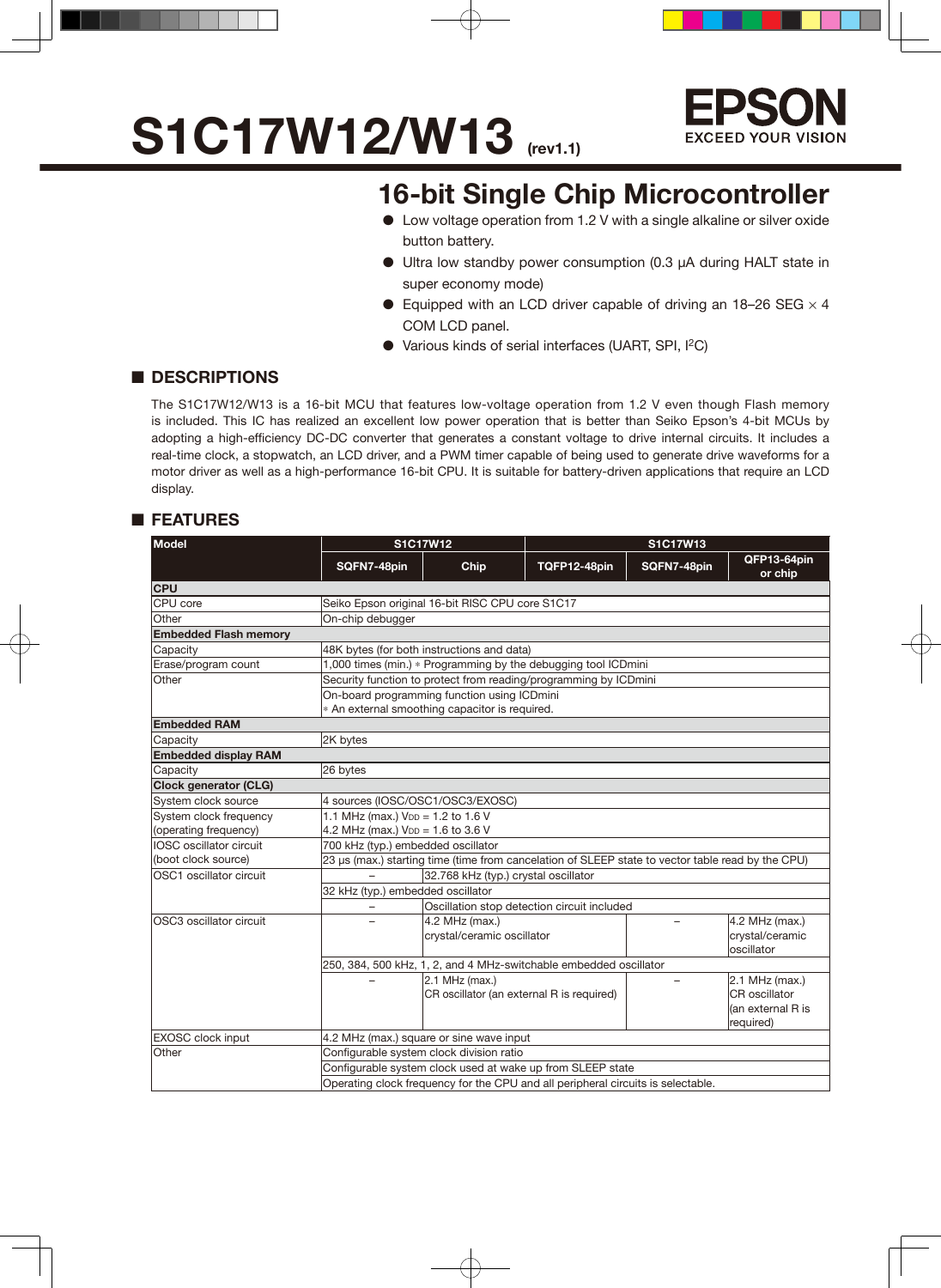# S1C17W12/W13 (rev1.1)

EPSON
EXCEED YOUR VISION

## 16-bit Single Chip Microcontroller

- Low voltage operation from 1.2 V with a single alkaline or silver oxide button battery.
- Ultra low standby power consumption (0.3 µA during HALT state in super economy mode)
- Equipped with an LCD driver capable of driving an 18–26 SEG × 4 COM LCD panel.
- Various kinds of serial interfaces (UART, SPI, $I^2C$)

## ■ DESCRIPTIONS

The S1C17W12/W13 is a 16-bit MCU that features low-voltage operation from 1.2 V even though Flash memory is included. This IC has realized an excellent low power operation that is better than Seiko Epson's 4-bit MCUs by adopting a high-efficiency DC-DC converter that generates a constant voltage to drive internal circuits. It includes a real-time clock, a stopwatch, an LCD driver, and a PWM timer capable of being used to generate drive waveforms for a motor driver as well as a high-performance 16-bit CPU. It is suitable for battery-driven applications that require an LCD display.

## ■ FEATURES

| Model | S1C17W12 | | S1C17W13 | | |
|---|---|---|---|---|---|
| | SQFN7-48pin | Chip | TQFP12-48pin | SQFN7-48pin | QFP13-64pin or chip |
| **CPU** | | | | | |
| CPU core | Seiko Epson original 16-bit RISC CPU core S1C17 | | | | |
| Other | On-chip debugger | | | | |
| **Embedded Flash memory** | | | | | |
| Capacity | 48K bytes (for both instructions and data) | | | | |
| Erase/program count | 1,000 times (min.) * Programming by the debugging tool ICDmini | | | | |
| Other | Security function to protect from reading/programming by ICDmini | | | | |
| | On-board programming function using ICDmini<br>* An external smoothing capacitor is required. | | | | |
| **Embedded RAM** | | | | | |
| Capacity | 2K bytes | | | | |
| **Embedded display RAM** | | | | | |
| Capacity | 26 bytes | | | | |
| **Clock generator (CLG)** | | | | | |
| System clock source | 4 sources (IOSC/OSC1/OSC3/EXOSC) | | | | |
| System clock frequency (operating frequency) | 1.1 MHz (max.) $V_{DD}$ = 1.2 to 1.6 V<br>4.2 MHz (max.) $V_{DD}$ = 1.6 to 3.6 V | | | | |
| IOSC oscillator circuit (boot clock source) | 700 kHz (typ.) embedded oscillator | | | | |
| | 23 µs (max.) starting time (time from cancelation of SLEEP state to vector table read by the CPU) | | | | |
| OSC1 oscillator circuit | – | 32.768 kHz (typ.) crystal oscillator | | | |
| | 32 kHz (typ.) embedded oscillator | | | | |
| | – | Oscillation stop detection circuit included | | | |
| OSC3 oscillator circuit | – | 4.2 MHz (max.) crystal/ceramic oscillator | | – | 4.2 MHz (max.) crystal/ceramic oscillator |
| | 250, 384, 500 kHz, 1, 2, and 4 MHz-switchable embedded oscillator | | | | |
| | – | 2.1 MHz (max.) CR oscillator (an external R is required) | | – | 2.1 MHz (max.) CR oscillator (an external R is required) |
| EXOSC clock input | 4.2 MHz (max.) square or sine wave input | | | | |
| Other | Configurable system clock division ratio | | | | |
| | Configurable system clock used at wake up from SLEEP state | | | | |
| | Operating clock frequency for the CPU and all peripheral circuits is selectable. | | | | |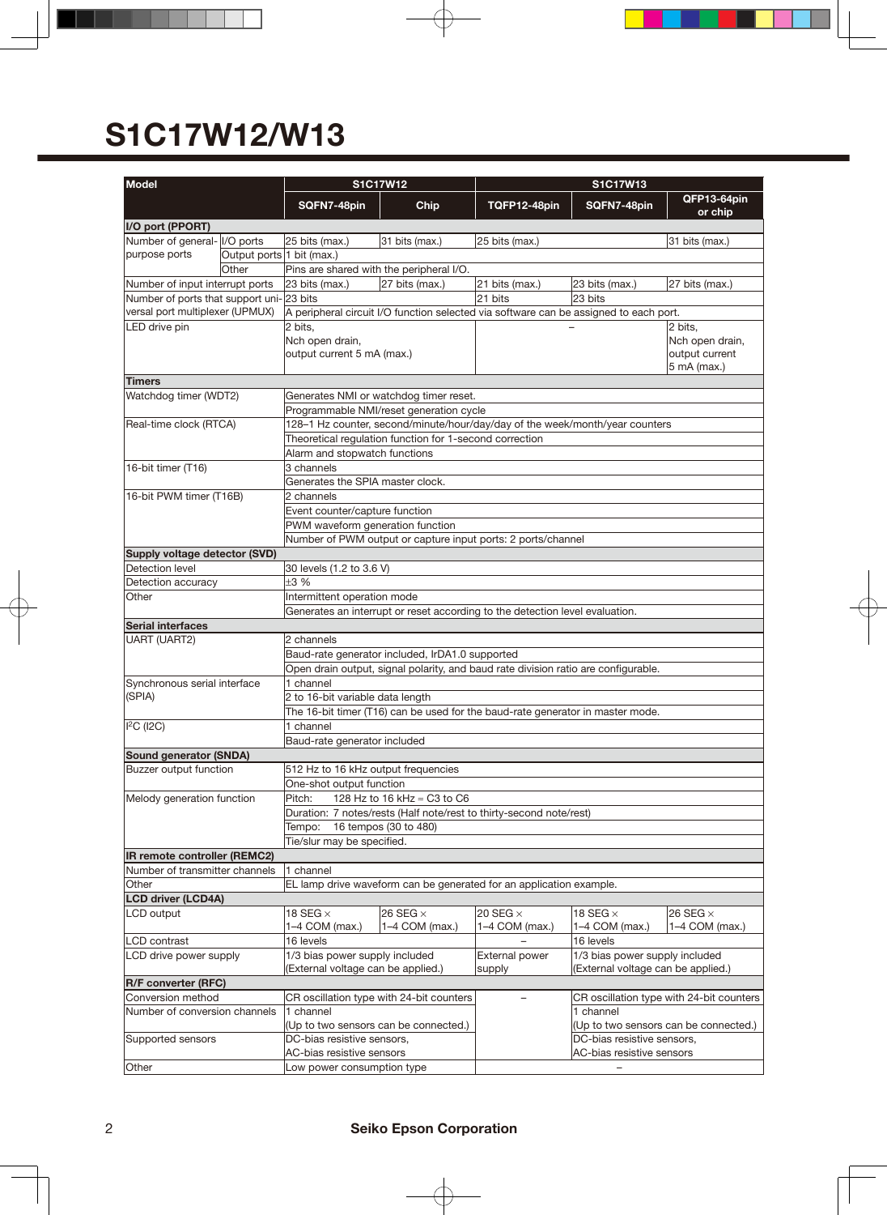# S1C17W12/W13

| Model | | S1C17W12 | | S1C17W13 | | |
|---|---|---|---|---|---|---|
| | | SQFN7-48pin | Chip | TQFP12-48pin | SQFN7-48pin | QFP13-64pin or chip |
| **I/O port (PPORT)** | | | | | | |
| Number of general-purpose ports | I/O ports | 25 bits (max.) | 31 bits (max.) | 25 bits (max.) | | 31 bits (max.) |
| | Output ports | 1 bit (max.) | | | | |
| | Other | Pins are shared with the peripheral I/O. | | | | |
| Number of input interrupt ports | | 23 bits (max.) | 27 bits (max.) | 21 bits (max.) | 23 bits (max.) | 27 bits (max.) |
| Number of ports that support universal port multiplexer (UPMUX) | | 23 bits | | 21 bits | 23 bits | |
| | | A peripheral circuit I/O function selected via software can be assigned to each port. | | | | |
| LED drive pin | | 2 bits, Nch open drain, output current 5 mA (max.) | | – | | 2 bits, Nch open drain, output current 5 mA (max.) |
| **Timers** | | | | | | |
| Watchdog timer (WDT2) | | Generates NMI or watchdog timer reset. | | | | |
| | | Programmable NMI/reset generation cycle | | | | |
| Real-time clock (RTCA) | | 128–1 Hz counter, second/minute/hour/day/day of the week/month/year counters | | | | |
| | | Theoretical regulation function for 1-second correction | | | | |
| | | Alarm and stopwatch functions | | | | |
| 16-bit timer (T16) | | 3 channels | | | | |
| | | Generates the SPIA master clock. | | | | |
| 16-bit PWM timer (T16B) | | 2 channels | | | | |
| | | Event counter/capture function | | | | |
| | | PWM waveform generation function | | | | |
| | | Number of PWM output or capture input ports: 2 ports/channel | | | | |
| **Supply voltage detector (SVD)** | | | | | | |
| Detection level | | 30 levels (1.2 to 3.6 V) | | | | |
| Detection accuracy | | ±3 % | | | | |
| Other | | Intermittent operation mode | | | | |
| | | Generates an interrupt or reset according to the detection level evaluation. | | | | |
| **Serial interfaces** | | | | | | |
| UART (UART2) | | 2 channels | | | | |
| | | Baud-rate generator included, IrDA1.0 supported | | | | |
| | | Open drain output, signal polarity, and baud rate division ratio are configurable. | | | | |
| Synchronous serial interface (SPIA) | | 1 channel | | | | |
| | | 2 to 16-bit variable data length | | | | |
| | | The 16-bit timer (T16) can be used for the baud-rate generator in master mode. | | | | |
| I²C (I2C) | | 1 channel | | | | |
| | | Baud-rate generator included | | | | |
| **Sound generator (SNDA)** | | | | | | |
| Buzzer output function | | 512 Hz to 16 kHz output frequencies | | | | |
| | | One-shot output function | | | | |
| Melody generation function | | Pitch: 128 Hz to 16 kHz = C3 to C6 | | | | |
| | | Duration: 7 notes/rests (Half note/rest to thirty-second note/rest) | | | | |
| | | Tempo: 16 tempos (30 to 480) | | | | |
| | | Tie/slur may be specified. | | | | |
| **IR remote controller (REMC2)** | | | | | | |
| Number of transmitter channels | | 1 channel | | | | |
| Other | | EL lamp drive waveform can be generated for an application example. | | | | |
| **LCD driver (LCD4A)** | | | | | | |
| LCD output | | 18 SEG × 1–4 COM (max.) | 26 SEG × 1–4 COM (max.) | 20 SEG × 1–4 COM (max.) | 18 SEG × 1–4 COM (max.) | 26 SEG × 1–4 COM (max.) |
| LCD contrast | | 16 levels | | – | 16 levels | |
| LCD drive power supply | | 1/3 bias power supply included (External voltage can be applied.) | | External power supply | 1/3 bias power supply included (External voltage can be applied.) | |
| **R/F converter (RFC)** | | | | | | |
| Conversion method | | CR oscillation type with 24-bit counters | | – | CR oscillation type with 24-bit counters | |
| Number of conversion channels | | 1 channel (Up to two sensors can be connected.) | | | 1 channel (Up to two sensors can be connected.) | |
| Supported sensors | | DC-bias resistive sensors, AC-bias resistive sensors | | | DC-bias resistive sensors, AC-bias resistive sensors | |
| Other | | Low power consumption type | | – | | |

**Seiko Epson Corporation**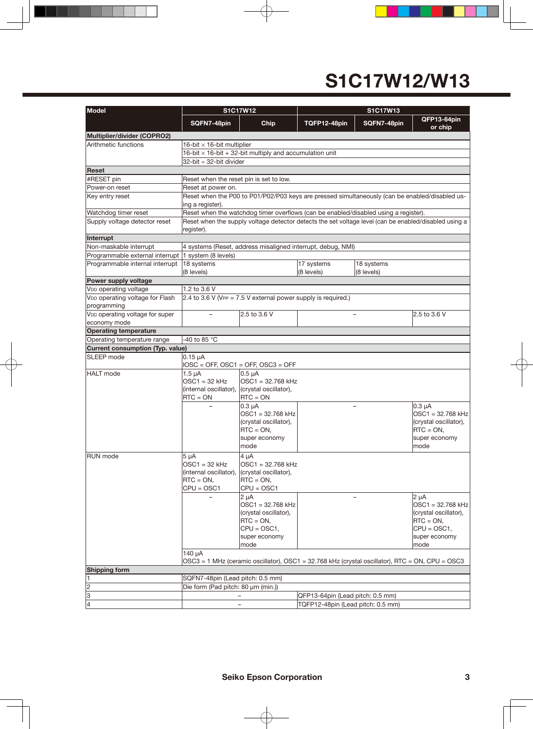# S1C17W12/W13

| Model | S1C17W12 | | S1C17W13 | | |
|---|---|---|---|---|---|
| | SQFN7-48pin | Chip | TQFP12-48pin | SQFN7-48pin | QFP13-64pin or chip |
| **Multiplier/divider (COPRO2)** | | | | | |
| Arithmetic functions | 16-bit × 16-bit multiplier | | | | |
| | 16-bit × 16-bit + 32-bit multiply and accumulation unit | | | | |
| | 32-bit ÷ 32-bit divider | | | | |
| **Reset** | | | | | |
| #RESET pin | Reset when the reset pin is set to low. | | | | |
| Power-on reset | Reset at power on. | | | | |
| Key entry reset | Reset when the P00 to P01/P02/P03 keys are pressed simultaneously (can be enabled/disabled using a register). | | | | |
| Watchdog timer reset | Reset when the watchdog timer overflows (can be enabled/disabled using a register). | | | | |
| Supply voltage detector reset | Reset when the supply voltage detector detects the set voltage level (can be enabled/disabled using a register). | | | | |
| **Interrupt** | | | | | |
| Non-maskable interrupt | 4 systems (Reset, address misaligned interrupt, debug, NMI) | | | | |
| Programmable external interrupt | 1 system (8 levels) | | | | |
| Programmable internal interrupt | 18 systems (8 levels) | | 17 systems (8 levels) | 18 systems (8 levels) | |
| **Power supply voltage** | | | | | |
| $V_{DD}$ operating voltage | 1.2 to 3.6 V | | | | |
| $V_{DD}$ operating voltage for Flash programming | 2.4 to 3.6 V ($V_{PP}$ = 7.5 V external power supply is required.) | | | | |
| $V_{DD}$ operating voltage for super economy mode | – | 2.5 to 3.6 V | – | | 2.5 to 3.6 V |
| **Operating temperature** | | | | | |
| Operating temperature range | -40 to 85 °C | | | | |
| **Current consumption (Typ. value)** | | | | | |
| SLEEP mode | 0.15 µA<br>IOSC = OFF, OSC1 = OFF, OSC3 = OFF | | | | |
| HALT mode | 1.5 µA<br>OSC1 = 32 kHz (internal oscillator), RTC = ON | 0.5 µA<br>OSC1 = 32.768 kHz (crystal oscillator), RTC = ON | | | |
| | – | 0.3 µA<br>OSC1 = 32.768 kHz (crystal oscillator), RTC = ON, super economy mode | – | | 0.3 µA<br>OSC1 = 32.768 kHz (crystal oscillator), RTC = ON, super economy mode |
| RUN mode | 5 µA<br>OSC1 = 32 kHz (internal oscillator), RTC = ON, CPU = OSC1 | 4 µA<br>OSC1 = 32.768 kHz (crystal oscillator), RTC = ON, CPU = OSC1 | | | |
| | – | 2 µA<br>OSC1 = 32.768 kHz (crystal oscillator), RTC = ON, CPU = OSC1, super economy mode | – | | 2 µA<br>OSC1 = 32.768 kHz (crystal oscillator), RTC = ON, CPU = OSC1, super economy mode |
| | 140 µA<br>OSC3 = 1 MHz (ceramic oscillator), OSC1 = 32.768 kHz (crystal oscillator), RTC = ON, CPU = OSC3 | | | | |
| **Shipping form** | | | | | |
| 1 | SQFN7-48pin (Lead pitch: 0.5 mm) | | | | |
| 2 | Die form (Pad pitch: 80 µm (min.)) | | | | |
| 3 | – | | QFP13-64pin (Lead pitch: 0.5 mm) | | |
| 4 | – | | TQFP12-48pin (Lead pitch: 0.5 mm) | | |

**Seiko Epson Corporation**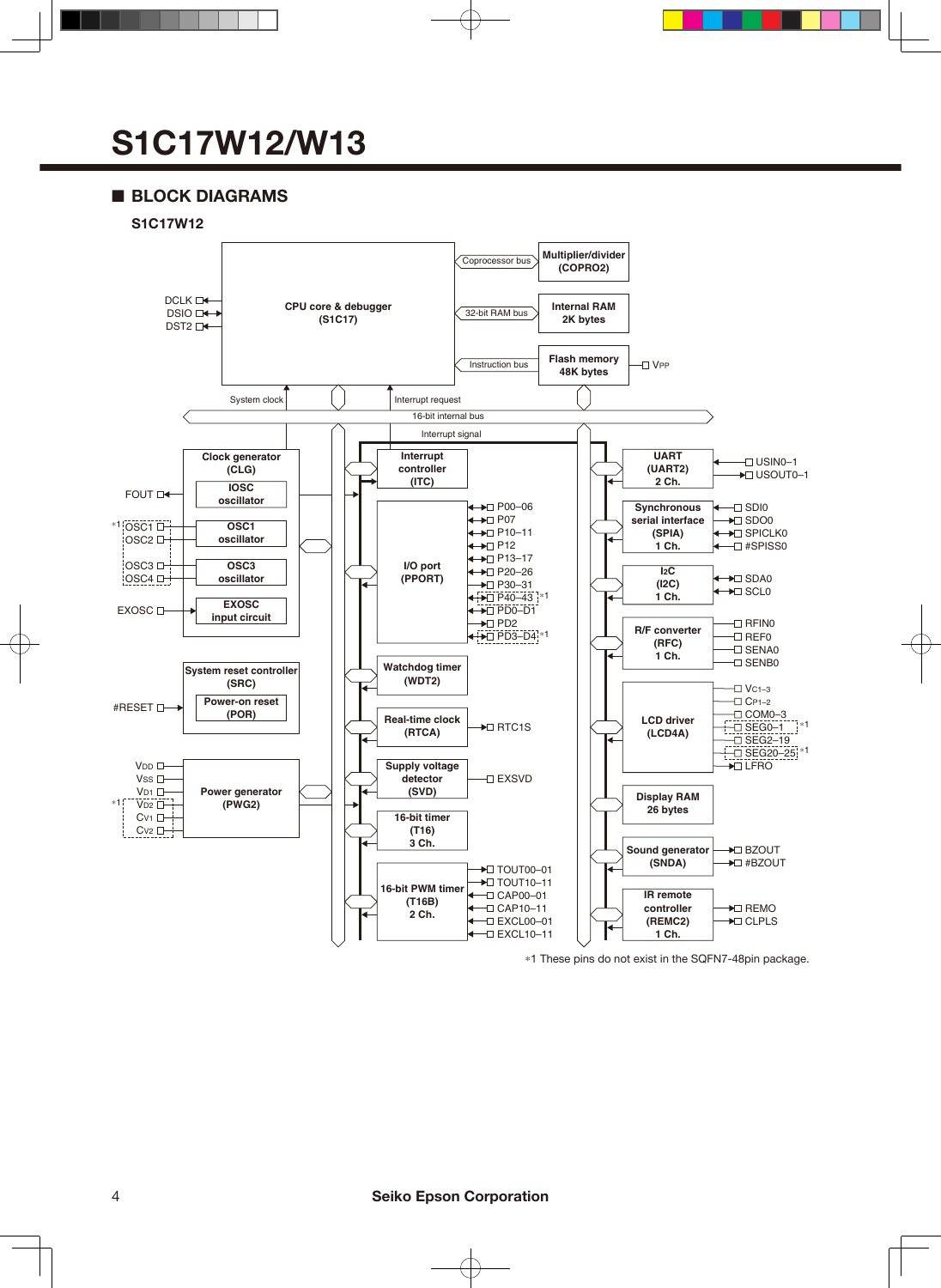# S1C17W12/W13

## ■ BLOCK DIAGRAMS

### S1C17W12

**CPU core & debugger (S1C17)**
- DCLK, DSIO, DST2
- Coprocessor bus → Multiplier/divider (COPRO2)
- 32-bit RAM bus → Internal RAM 2K bytes
- Instruction bus → Flash memory 48K bytes — $V_{PP}$
- System clock, Interrupt request, 16-bit internal bus, Interrupt signal

**Clock generator (CLG)**
- IOSC oscillator — FOUT
- OSC1 oscillator — OSC1 *1, OSC2
- OSC3 oscillator — OSC3, OSC4
- EXOSC input circuit — EXOSC

**System reset controller (SRC)**
- Power-on reset (POR) — #RESET

**Power generator (PWG2)**
- $V_{DD}$, $V_{SS}$, $V_{D1}$, $V_{D2}$ *1, $C_{V1}$, $C_{V2}$

**Interrupt controller (ITC)**

**I/O port (PPORT)**
- P00–06, P07, P10–11, P12, P13–17, P20–26, P30–31, P40–43 *1, PD0–D1, PD2, PD3–D4 *1

**Watchdog timer (WDT2)**

**Real-time clock (RTCA)** — RTC1S

**Supply voltage detector (SVD)** — EXSVD

**16-bit timer (T16) 3 Ch.**

**16-bit PWM timer (T16B) 2 Ch.**
- TOUT00–01, TOUT10–11, CAP00–01, CAP10–11, EXCL00–01, EXCL10–11

**UART (UART2) 2 Ch.**
- USIN0–1, USOUT0–1

**Synchronous serial interface (SPIA) 1 Ch.**
- SDI0, SDO0, SPICLK0, #SPISS0

**I2C (I2C) 1 Ch.**
- SDA0, SCL0

**R/F converter (RFC) 1 Ch.**
- RFIN0, REF0, SENA0, SENB0

**LCD driver (LCD4A)**
- $V_{C1-3}$, $C_{P1-2}$, COM0–3, SEG0–1 *1, SEG2–19, SEG20–25 *1, LFRO

**Display RAM 26 bytes**

**Sound generator (SNDA)**
- BZOUT, #BZOUT

**IR remote controller (REMC2) 1 Ch.**
- REMO, CLPLS

*1 These pins do not exist in the SQFN7-48pin package.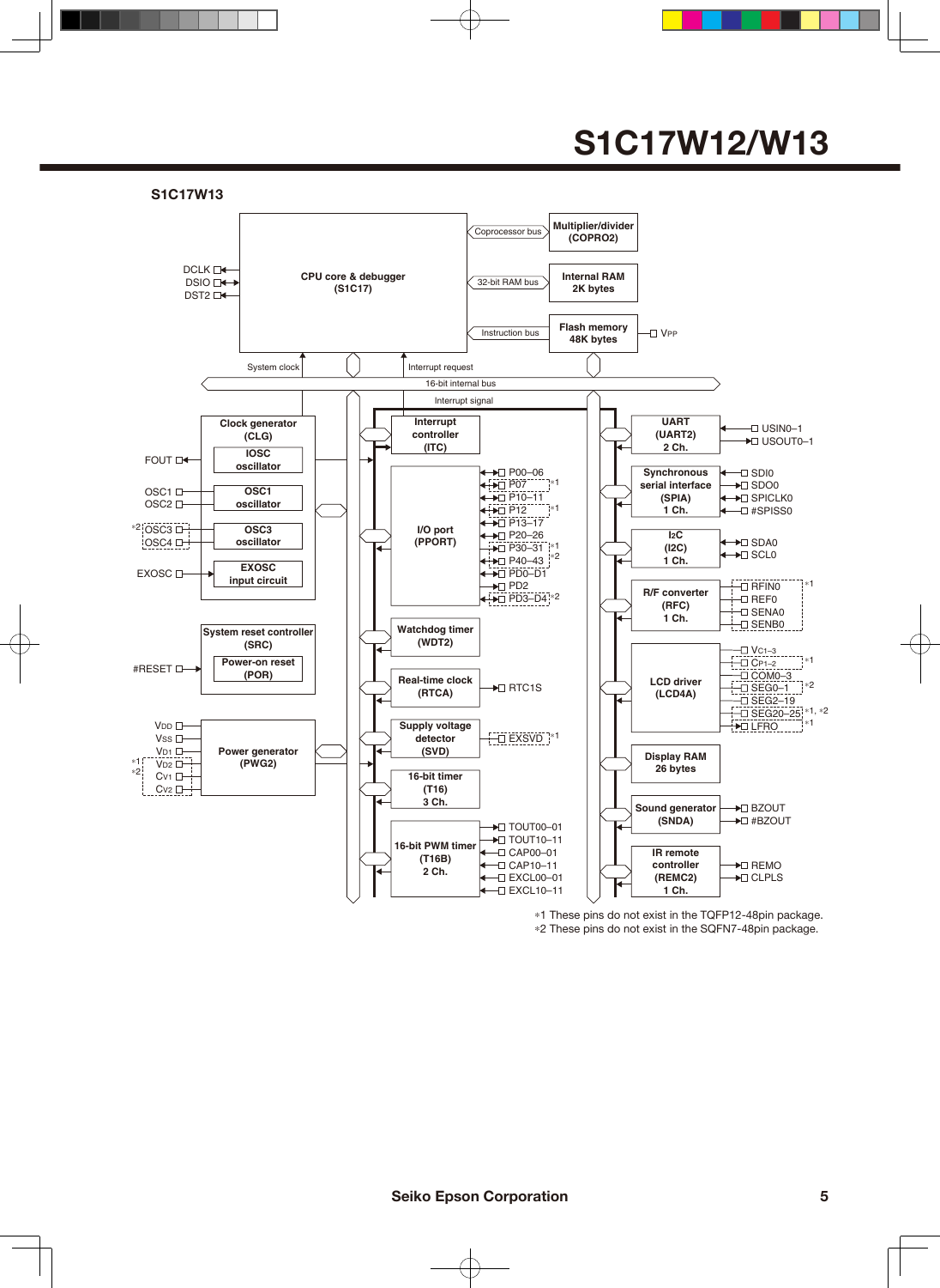## S1C17W13

CPU core & debugger (S1C17)

- DCLK
- DSIO
- DST2

Coprocessor bus — Multiplier/divider (COPRO2)

32-bit RAM bus — Internal RAM 2K bytes

Instruction bus — Flash memory 48K bytes — VPP

System clock / Interrupt request / 16-bit internal bus / Interrupt signal

**Clock generator (CLG)**
- IOSC oscillator — FOUT
- OSC1 oscillator — OSC1, OSC2
- OSC3 oscillator — OSC3, OSC4 (*2)
- EXOSC input circuit — EXOSC

**System reset controller (SRC)**
- Power-on reset (POR) — #RESET

**Power generator (PWG2)** — VDD, VSS, VD1, VD2 (*1, *2), CV1, CV2

**Interrupt controller (ITC)**

**I/O port (PPORT)** — P00–06, P07 (*1), P10–11, P12 (*1), P13–17, P20–26, P30–31 (*1), P40–43 (*2), PD0–D1, PD2, PD3–D4 (*2)

**Watchdog timer (WDT2)**

**Real-time clock (RTCA)** — RTC1S

**Supply voltage detector (SVD)** — EXSVD (*1)

**16-bit timer (T16) 3 Ch.**

**16-bit PWM timer (T16B) 2 Ch.** — TOUT00–01, TOUT10–11, CAP00–01, CAP10–11, EXCL00–01, EXCL10–11

**UART (UART2) 2 Ch.** — USIN0–1, USOUT0–1

**Synchronous serial interface (SPIA) 1 Ch.** — SDI0, SDO0, SPICLK0, #SPISS0

**I2C (I2C) 1 Ch.** — SDA0, SCL0

**R/F converter (RFC) 1 Ch.** — RFIN0, REF0, SENA0, SENB0 (*1)

**LCD driver (LCD4A)** — $V_{C1-3}$, $C_{P1-2}$ (*1), COM0–3, SEG0–1 (*2), SEG2–19, SEG20–25 (*1, *2), LFRO (*1)

**Display RAM 26 bytes**

**Sound generator (SNDA)** — BZOUT, #BZOUT

**IR remote controller (REMC2) 1 Ch.** — REMO, CLPLS

*1 These pins do not exist in the TQFP12-48pin package.
*2 These pins do not exist in the SQFN7-48pin package.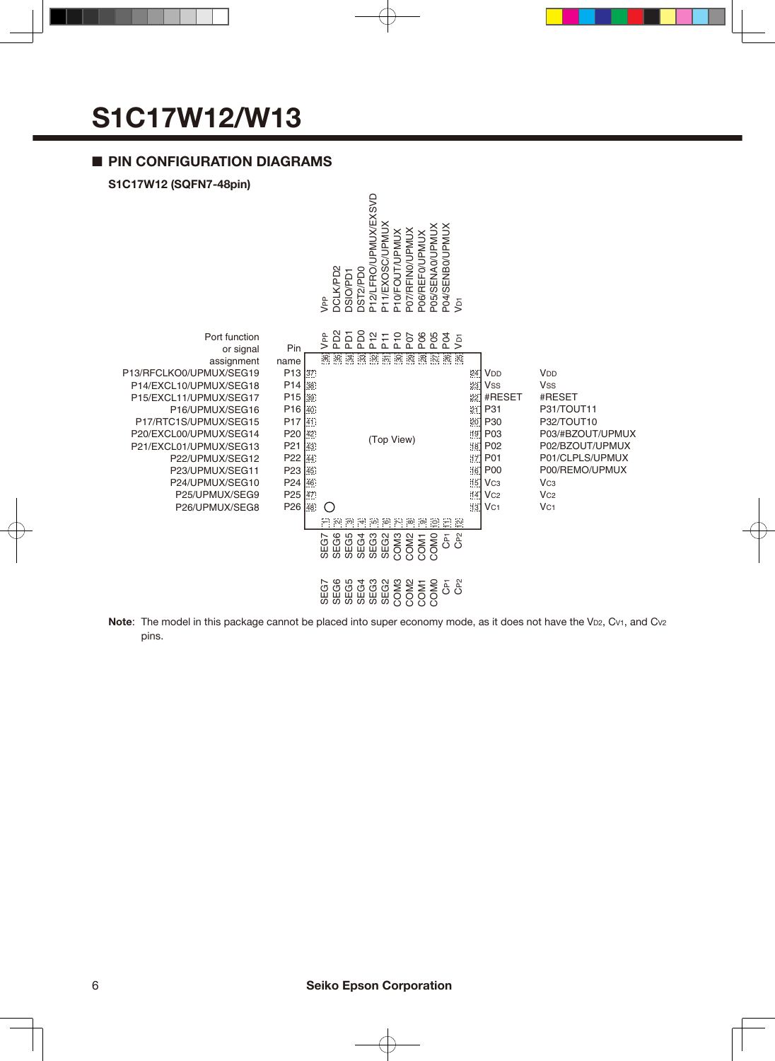# S1C17W12/W13

## ■ PIN CONFIGURATION DIAGRAMS

### S1C17W12 (SQFN7-48pin)

(Top View)

| Pin No. | Pin name | Port function or signal assignment |
|---|---|---|
| 1 | SEG7 | SEG7 |
| 2 | SEG6 | SEG6 |
| 3 | SEG5 | SEG5 |
| 4 | SEG4 | SEG4 |
| 5 | SEG3 | SEG3 |
| 6 | SEG2 | SEG2 |
| 7 | COM3 | COM3 |
| 8 | COM2 | COM2 |
| 9 | COM1 | COM1 |
| 10 | COM0 | COM0 |
| 11 | $C_{P1}$ | $C_{P1}$ |
| 12 | $C_{P2}$ | $C_{P2}$ |
| 13 | $V_{C1}$ | $V_{C1}$ |
| 14 | $V_{C2}$ | $V_{C2}$ |
| 15 | $V_{C3}$ | $V_{C3}$ |
| 16 | P00 | P00/REMO/UPMUX |
| 17 | P01 | P01/CLPLS/UPMUX |
| 18 | P02 | P02/BZOUT/UPMUX |
| 19 | P03 | P03/#BZOUT/UPMUX |
| 20 | P30 | P32/TOUT10 |
| 21 | P31 | P31/TOUT11 |
| 22 | #RESET | #RESET |
| 23 | $V_{SS}$ | $V_{SS}$ |
| 24 | $V_{DD}$ | $V_{DD}$ |
| 25 | $V_{D1}$ | $V_{D1}$ |
| 26 | P04 | P04/SENB0/UPMUX |
| 27 | P05 | P05/SENA0/UPMUX |
| 28 | P06 | P06/REF0/UPMUX |
| 29 | P07 | P07/RFIN0/UPMUX |
| 30 | P10 | P10/FOUT/UPMUX |
| 31 | P11 | P11/EXOSC/UPMUX |
| 32 | P12 | P12/LFRO/UPMUX/EXSVD |
| 33 | PD0 | DST2/PD0 |
| 34 | PD1 | DSIO/PD1 |
| 35 | PD2 | DCLK/PD2 |
| 36 | $V_{PP}$ | $V_{PP}$ |
| 37 | P13 | P13/RFCLKO0/UPMUX/SEG19 |
| 38 | P14 | P14/EXCL10/UPMUX/SEG18 |
| 39 | P15 | P15/EXCL11/UPMUX/SEG17 |
| 40 | P16 | P16/UPMUX/SEG16 |
| 41 | P17 | P17/RTC1S/UPMUX/SEG15 |
| 42 | P20 | P20/EXCL00/UPMUX/SEG14 |
| 43 | P21 | P21/EXCL01/UPMUX/SEG13 |
| 44 | P22 | P22/UPMUX/SEG12 |
| 45 | P23 | P23/UPMUX/SEG11 |
| 46 | P24 | P24/UPMUX/SEG10 |
| 47 | P25 | P25/UPMUX/SEG9 |
| 48 | P26 | P26/UPMUX/SEG8 |

**Note**: The model in this package cannot be placed into super economy mode, as it does not have the $V_{D2}$, $C_{V1}$, and $C_{V2}$ pins.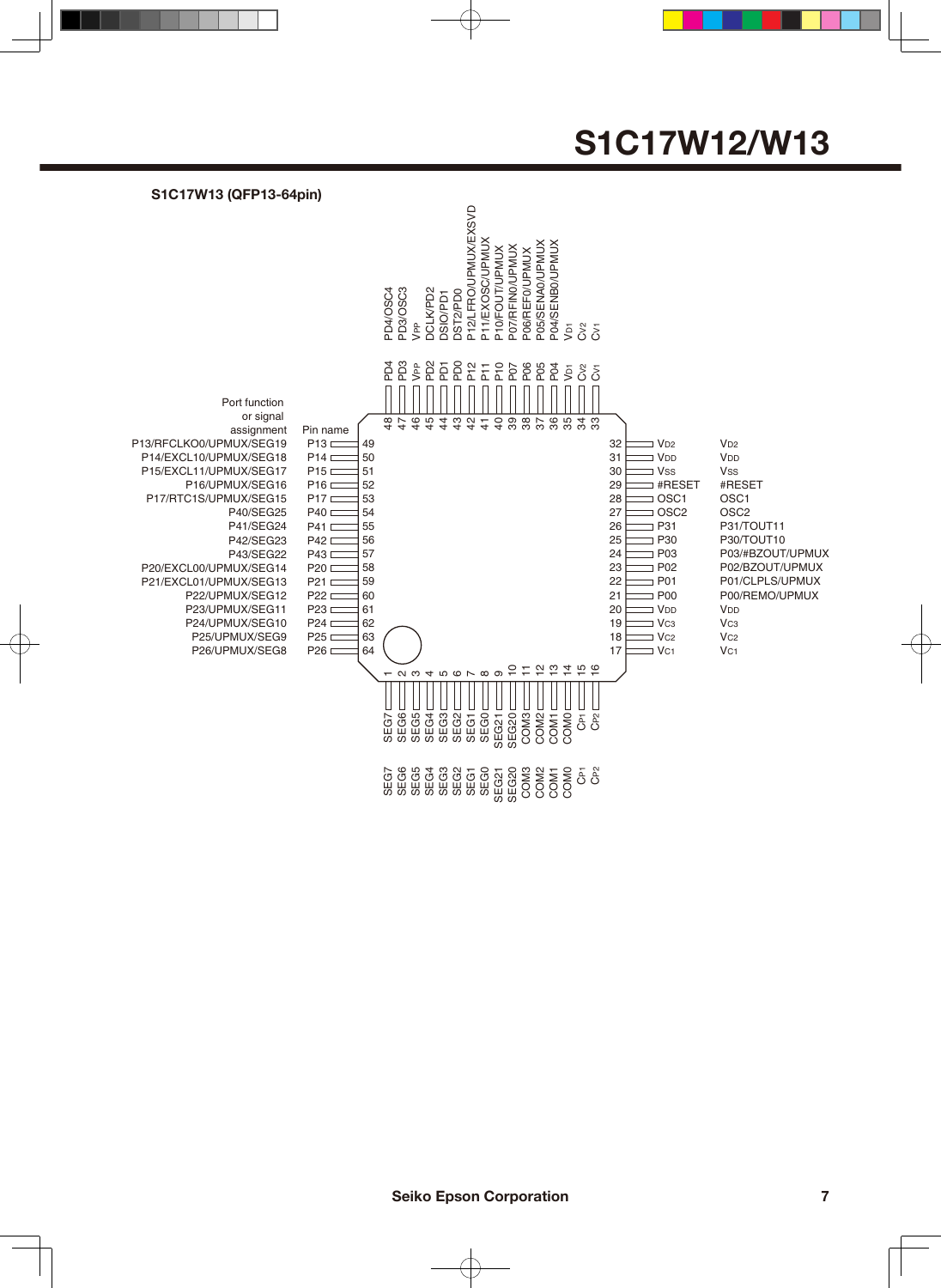## S1C17W13 (QFP13-64pin)

| Pin No. | Pin name | Port function or signal assignment |
|---|---|---|
| 1 | SEG7 | SEG7 |
| 2 | SEG6 | SEG6 |
| 3 | SEG5 | SEG5 |
| 4 | SEG4 | SEG4 |
| 5 | SEG3 | SEG3 |
| 6 | SEG2 | SEG2 |
| 7 | SEG1 | SEG1 |
| 8 | SEG0 | SEG0 |
| 9 | SEG21 | SEG21 |
| 10 | SEG20 | SEG20 |
| 11 | COM3 | COM3 |
| 12 | COM2 | COM2 |
| 13 | COM1 | COM1 |
| 14 | COM0 | COM0 |
| 15 | $C_{P1}$ | $C_{P1}$ |
| 16 | $C_{P2}$ | $C_{P2}$ |
| 17 | $V_{C1}$ | $V_{C1}$ |
| 18 | $V_{C2}$ | $V_{C2}$ |
| 19 | $V_{C3}$ | $V_{C3}$ |
| 20 | $V_{DD}$ | $V_{DD}$ |
| 21 | P00 | P00/REMO/UPMUX |
| 22 | P01 | P01/CLPLS/UPMUX |
| 23 | P02 | P02/BZOUT/UPMUX |
| 24 | P03 | P03/#BZOUT/UPMUX |
| 25 | P30 | P30/TOUT10 |
| 26 | P31 | P31/TOUT11 |
| 27 | OSC2 | OSC2 |
| 28 | OSC1 | OSC1 |
| 29 | #RESET | #RESET |
| 30 | $V_{SS}$ | $V_{SS}$ |
| 31 | $V_{DD}$ | $V_{DD}$ |
| 32 | $V_{D2}$ | $V_{D2}$ |
| 33 | $C_{V1}$ | $C_{V1}$ |
| 34 | $C_{V2}$ | $C_{V2}$ |
| 35 | $V_{D1}$ | $V_{D1}$ |
| 36 | P04 | P04/SENB0/UPMUX |
| 37 | P05 | P05/SENA0/UPMUX |
| 38 | P06 | P06/REF0/UPMUX |
| 39 | P07 | P07/RFIN0/UPMUX |
| 40 | P10 | P10/FOUT/UPMUX |
| 41 | P11 | P11/EXOSC/UPMUX |
| 42 | P12 | P12/LFRO/UPMUX/EXSVD |
| 43 | PD0 | DST2/PD0 |
| 44 | PD1 | DSIO/PD1 |
| 45 | PD2 | DCLK/PD2 |
| 46 | $V_{PP}$ | $V_{PP}$ |
| 47 | PD3 | PD3/OSC3 |
| 48 | PD4 | PD4/OSC4 |
| 49 | P13 | P13/RFCLKO0/UPMUX/SEG19 |
| 50 | P14 | P14/EXCL10/UPMUX/SEG18 |
| 51 | P15 | P15/EXCL11/UPMUX/SEG17 |
| 52 | P16 | P16/UPMUX/SEG16 |
| 53 | P17 | P17/RTC1S/UPMUX/SEG15 |
| 54 | P40 | P40/SEG25 |
| 55 | P41 | P41/SEG24 |
| 56 | P42 | P42/SEG23 |
| 57 | P43 | P43/SEG22 |
| 58 | P20 | P20/EXCL00/UPMUX/SEG14 |
| 59 | P21 | P21/EXCL01/UPMUX/SEG13 |
| 60 | P22 | P22/UPMUX/SEG12 |
| 61 | P23 | P23/UPMUX/SEG11 |
| 62 | P24 | P24/UPMUX/SEG10 |
| 63 | P25 | P25/UPMUX/SEG9 |
| 64 | P26 | P26/UPMUX/SEG8 |

Seiko Epson Corporation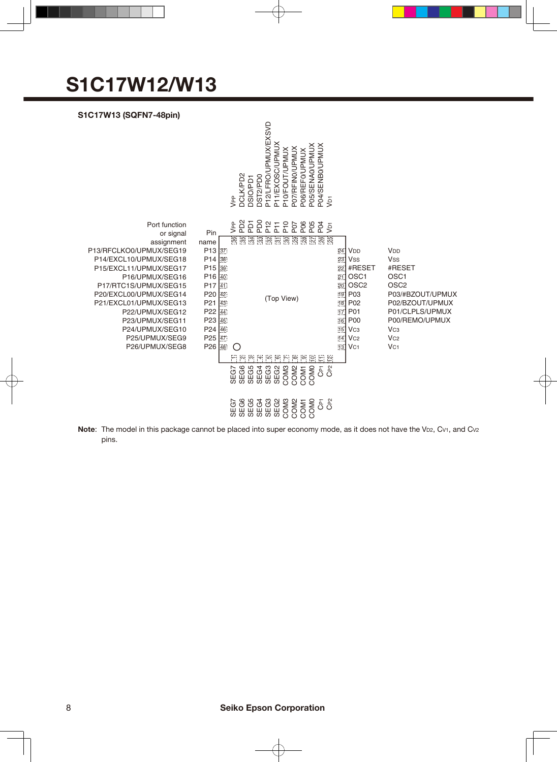# S1C17W12/W13

**S1C17W13 (SQFN7-48pin)**

| Pin No. | Pin name | Port function or signal assignment |
|---|---|---|
| 1 | SEG7 | SEG7 |
| 2 | SEG6 | SEG6 |
| 3 | SEG5 | SEG5 |
| 4 | SEG4 | SEG4 |
| 5 | SEG3 | SEG3 |
| 6 | SEG2 | SEG2 |
| 7 | COM3 | COM3 |
| 8 | COM2 | COM2 |
| 9 | COM1 | COM1 |
| 10 | COM0 | COM0 |
| 11 | $C_{P1}$ | $C_{P1}$ |
| 12 | $C_{P2}$ | $C_{P2}$ |
| 13 | $V_{C1}$ | $V_{C1}$ |
| 14 | $V_{C2}$ | $V_{C2}$ |
| 15 | $V_{C3}$ | $V_{C3}$ |
| 16 | P00 | P00/REMO/UPMUX |
| 17 | P01 | P01/CLPLS/UPMUX |
| 18 | P02 | P02/BZOUT/UPMUX |
| 19 | P03 | P03/#BZOUT/UPMUX |
| 20 | OSC2 | OSC2 |
| 21 | OSC1 | OSC1 |
| 22 | #RESET | #RESET |
| 23 | $V_{SS}$ | $V_{SS}$ |
| 24 | $V_{DD}$ | $V_{DD}$ |
| 25 | $V_{D1}$ | $V_{D1}$ |
| 26 | P04 | P04/SENB0/UPMUX |
| 27 | P05 | P05/SENA0/UPMUX |
| 28 | P06 | P06/REF0/UPMUX |
| 29 | P07 | P07/RFIN0/UPMUX |
| 30 | P10 | P10/FOUT/UPMUX |
| 31 | P11 | P11/EXOSC/UPMUX |
| 32 | P12 | P12/LFRO/UPMUX/EXSVD |
| 33 | PD0 | DST2/PD0 |
| 34 | PD1 | DSIO/PD1 |
| 35 | PD2 | DCLK/PD2 |
| 36 | $V_{PP}$ | $V_{PP}$ |
| 37 | P13 | P13/RFCLKO0/UPMUX/SEG19 |
| 38 | P14 | P14/EXCL10/UPMUX/SEG18 |
| 39 | P15 | P15/EXCL11/UPMUX/SEG17 |
| 40 | P16 | P16/UPMUX/SEG16 |
| 41 | P17 | P17/RTC1S/UPMUX/SEG15 |
| 42 | P20 | P20/EXCL00/UPMUX/SEG14 |
| 43 | P21 | P21/EXCL01/UPMUX/SEG13 |
| 44 | P22 | P22/UPMUX/SEG12 |
| 45 | P23 | P23/UPMUX/SEG11 |
| 46 | P24 | P24/UPMUX/SEG10 |
| 47 | P25 | P25/UPMUX/SEG9 |
| 48 | P26 | P26/UPMUX/SEG8 |

(Top View)

**Note**: The model in this package cannot be placed into super economy mode, as it does not have the $V_{D2}$, $C_{V1}$, and $C_{V2}$ pins.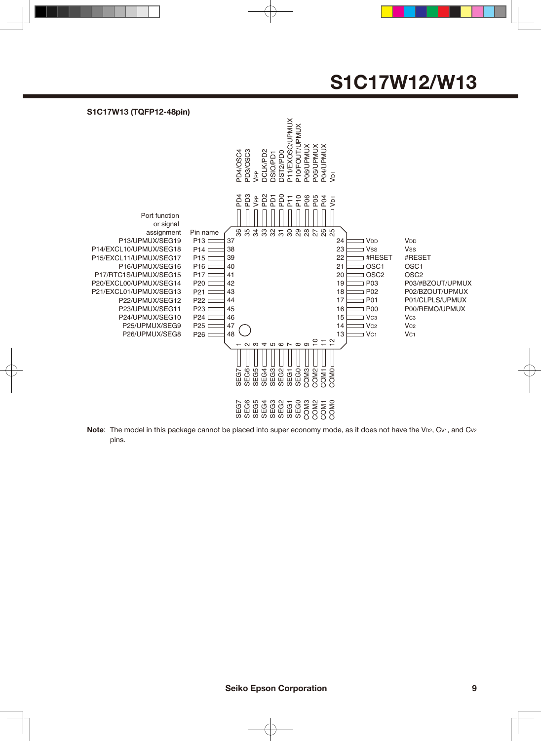## S1C17W13 (TQFP12-48pin)

| Pin No. | Pin name | Port function or signal assignment |
|---|---|---|
| 1 | SEG7 | SEG7 |
| 2 | SEG6 | SEG6 |
| 3 | SEG5 | SEG5 |
| 4 | SEG4 | SEG4 |
| 5 | SEG3 | SEG3 |
| 6 | SEG2 | SEG2 |
| 7 | SEG1 | SEG1 |
| 8 | SEG0 | SEG0 |
| 9 | COM3 | COM3 |
| 10 | COM2 | COM2 |
| 11 | COM1 | COM1 |
| 12 | COM0 | COM0 |
| 13 | $V_{C1}$ | $V_{C1}$ |
| 14 | $V_{C2}$ | $V_{C2}$ |
| 15 | $V_{C3}$ | $V_{C3}$ |
| 16 | P00 | P00/REMO/UPMUX |
| 17 | P01 | P01/CLPLS/UPMUX |
| 18 | P02 | P02/BZOUT/UPMUX |
| 19 | P03 | P03/#BZOUT/UPMUX |
| 20 | OSC2 | OSC2 |
| 21 | OSC1 | OSC1 |
| 22 | #RESET | #RESET |
| 23 | $V_{SS}$ | $V_{SS}$ |
| 24 | $V_{DD}$ | $V_{DD}$ |
| 25 | $V_{D1}$ | $V_{D1}$ |
| 26 | P04 | P04/UPMUX |
| 27 | P05 | P05/UPMUX |
| 28 | P06 | P06/UPMUX |
| 29 | P10 | P10/FOUT/UPMUX |
| 30 | P11 | P11/EXOSC/UPMUX |
| 31 | PD0 | DST2/PD0 |
| 32 | PD1 | DSIO/PD1 |
| 33 | PD2 | DCLK/PD2 |
| 34 | $V_{PP}$ | $V_{PP}$ |
| 35 | PD3 | PD3/OSC3 |
| 36 | PD4 | PD4/OSC4 |
| 37 | P13 | P13/UPMUX/SEG19 |
| 38 | P14 | P14/EXCL10/UPMUX/SEG18 |
| 39 | P15 | P15/EXCL11/UPMUX/SEG17 |
| 40 | P16 | P16/UPMUX/SEG16 |
| 41 | P17 | P17/RTC1S/UPMUX/SEG15 |
| 42 | P20 | P20/EXCL00/UPMUX/SEG14 |
| 43 | P21 | P21/EXCL01/UPMUX/SEG13 |
| 44 | P22 | P22/UPMUX/SEG12 |
| 45 | P23 | P23/UPMUX/SEG11 |
| 46 | P24 | P24/UPMUX/SEG10 |
| 47 | P25 | P25/UPMUX/SEG9 |
| 48 | P26 | P26/UPMUX/SEG8 |

**Note**: The model in this package cannot be placed into super economy mode, as it does not have the $V_{D2}$, $C_{V1}$, and $C_{V2}$ pins.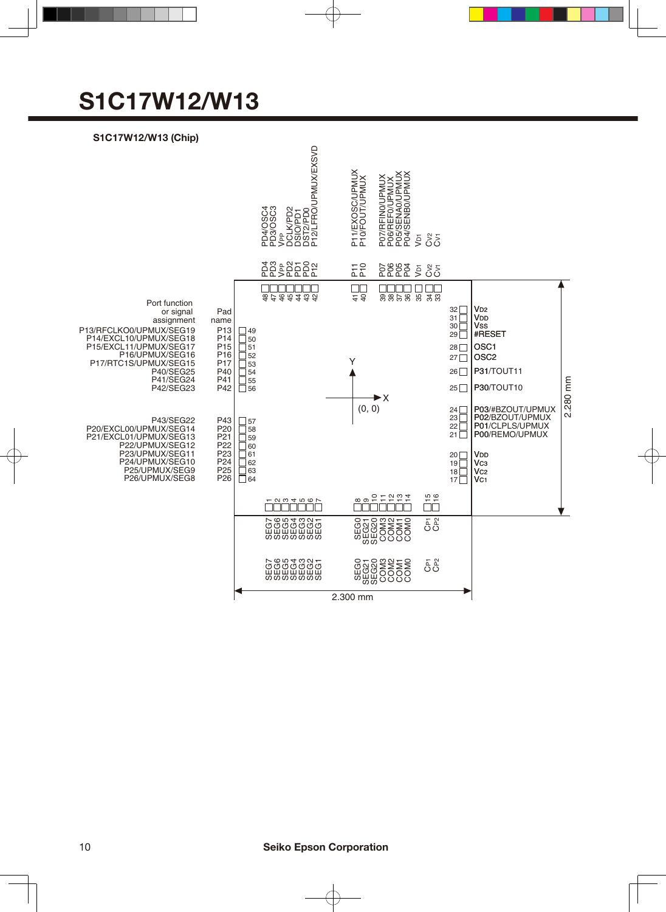# S1C17W12/W13

**S1C17W12/W13 (Chip)**

| Pad No. | Pad name | Port function or signal assignment |
|---|---|---|
| 1 | SEG7 | SEG7 |
| 2 | SEG6 | SEG6 |
| 3 | SEG5 | SEG5 |
| 4 | SEG4 | SEG4 |
| 5 | SEG3 | SEG3 |
| 6 | SEG2 | SEG2 |
| 7 | SEG1 | SEG1 |
| 8 | SEG0 | SEG0 |
| 9 | SEG21 | SEG21 |
| 10 | SEG20 | SEG20 |
| 11 | COM3 | COM3 |
| 12 | COM2 | COM2 |
| 13 | COM1 | COM1 |
| 14 | COM0 | COM0 |
| 15 | $C_{P1}$ | $C_{P1}$ |
| 16 | $C_{P2}$ | $C_{P2}$ |
| 17 | $V_{C1}$ | $V_{C1}$ |
| 18 | $V_{C2}$ | $V_{C2}$ |
| 19 | $V_{C3}$ | $V_{C3}$ |
| 20 | $V_{DD}$ | $V_{DD}$ |
| 21 | P00 | P00/REMO/UPMUX |
| 22 | P01 | P01/CLPLS/UPMUX |
| 23 | P02 | P02/BZOUT/UPMUX |
| 24 | P03 | P03/#BZOUT/UPMUX |
| 25 | P30 | P30/TOUT10 |
| 26 | P31 | P31/TOUT11 |
| 27 | OSC2 | OSC2 |
| 28 | OSC1 | OSC1 |
| 29 | #RESET | #RESET |
| 30 | $V_{SS}$ | $V_{SS}$ |
| 31 | $V_{DD}$ | $V_{DD}$ |
| 32 | $V_{D2}$ | $V_{D2}$ |
| 33 | $C_{V1}$ | $C_{V1}$ |
| 34 | $C_{V2}$ | $C_{V2}$ |
| 35 | $V_{D1}$ | $V_{D1}$ |
| 36 | P04 | P04/SENB0/UPMUX |
| 37 | P05 | P05/SENA0/UPMUX |
| 38 | P06 | P06/REF0/UPMUX |
| 39 | P07 | P07/RFIN0/UPMUX |
| 40 | P10 | P10/FOUT/UPMUX |
| 41 | P11 | P11/EXOSC/UPMUX |
| 42 | P12 | P12/LFRO/UPMUX/EXSVD |
| 43 | PD0 | DST2/PD0 |
| 44 | PD1 | DSIO/PD1 |
| 45 | PD2 | DCLK/PD2 |
| 46 | $V_{PP}$ | $V_{PP}$ |
| 47 | PD3 | PD3/OSC3 |
| 48 | PD4 | PD4/OSC4 |
| 49 | P13 | P13/RFCLKO0/UPMUX/SEG19 |
| 50 | P14 | P14/EXCL10/UPMUX/SEG18 |
| 51 | P15 | P15/EXCL11/UPMUX/SEG17 |
| 52 | P16 | P16/UPMUX/SEG16 |
| 53 | P17 | P17/RTC1S/UPMUX/SEG15 |
| 54 | P40 | P40/SEG25 |
| 55 | P41 | P41/SEG24 |
| 56 | P42 | P42/SEG23 |
| 57 | P43 | P43/SEG22 |
| 58 | P20 | P20/EXCL00/UPMUX/SEG14 |
| 59 | P21 | P21/EXCL01/UPMUX/SEG13 |
| 60 | P22 | P22/UPMUX/SEG12 |
| 61 | P23 | P23/UPMUX/SEG11 |
| 62 | P24 | P24/UPMUX/SEG10 |
| 63 | P25 | P25/UPMUX/SEG9 |
| 64 | P26 | P26/UPMUX/SEG8 |

Chip size: 2.300 mm (X) × 2.280 mm (Y); origin (0, 0) at chip center.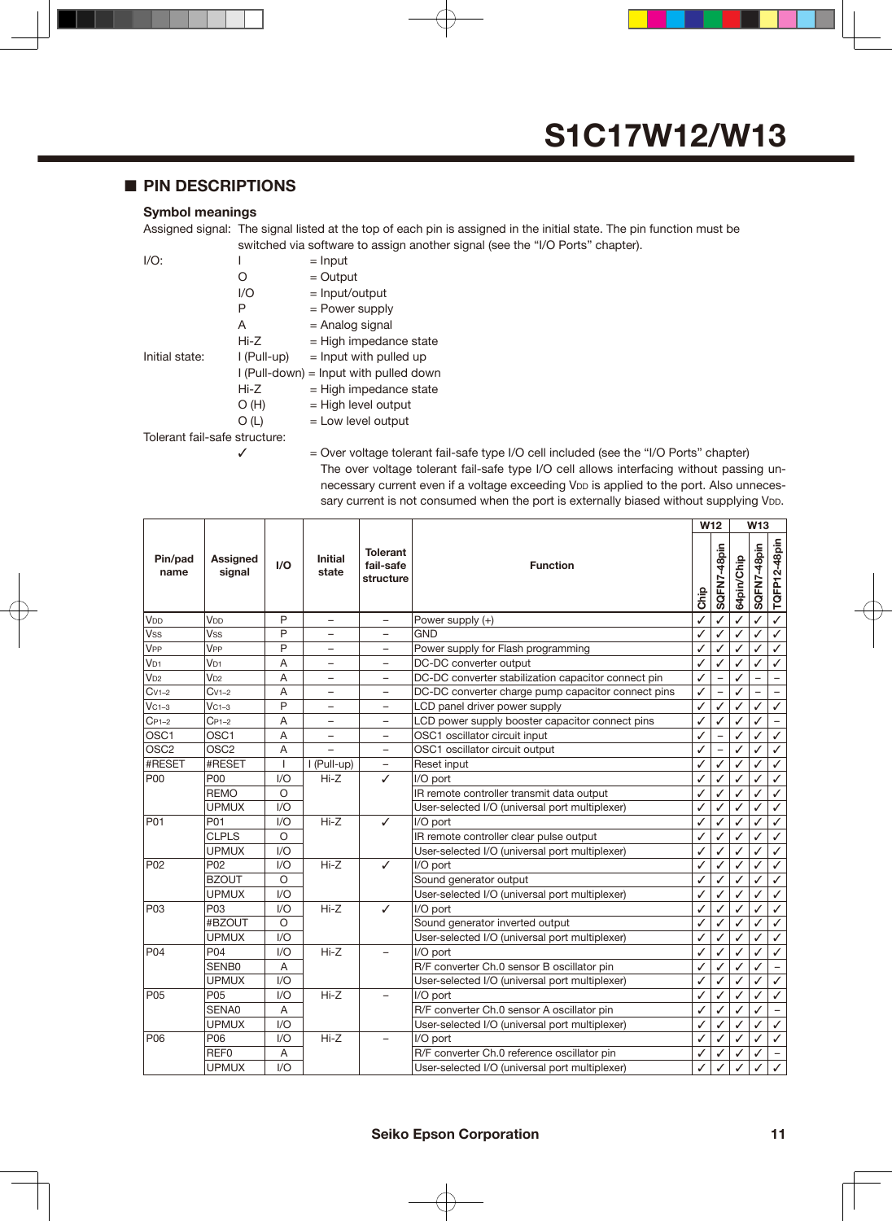## ■ PIN DESCRIPTIONS

### Symbol meanings

Assigned signal: The signal listed at the top of each pin is assigned in the initial state. The pin function must be switched via software to assign another signal (see the "I/O Ports" chapter).

I/O:
- I = Input
- O = Output
- I/O = Input/output
- P = Power supply
- A = Analog signal
- Hi-Z = High impedance state

Initial state:
- I (Pull-up) = Input with pulled up
- I (Pull-down) = Input with pulled down
- Hi-Z = High impedance state
- O (H) = High level output
- O (L) = Low level output

Tolerant fail-safe structure:
- ✓ = Over voltage tolerant fail-safe type I/O cell included (see the "I/O Ports" chapter)
  The over voltage tolerant fail-safe type I/O cell allows interfacing without passing unnecessary current even if a voltage exceeding $V_{DD}$ is applied to the port. Also unnecessary current is not consumed when the port is externally biased without supplying $V_{DD}$.

| Pin/pad name | Assigned signal | I/O | Initial state | Tolerant fail-safe structure | Function | W12 Chip | W12 SQFN7-48pin | W13 64pin/Chip | W13 SQFN7-48pin | W13 TQFP12-48pin |
|---|---|---|---|---|---|---|---|---|---|---|
| $V_{DD}$ | $V_{DD}$ | P | – | – | Power supply (+) | ✓ | ✓ | ✓ | ✓ | ✓ |
| $V_{SS}$ | $V_{SS}$ | P | – | – | GND | ✓ | ✓ | ✓ | ✓ | ✓ |
| $V_{PP}$ | $V_{PP}$ | P | – | – | Power supply for Flash programming | ✓ | ✓ | ✓ | ✓ | ✓ |
| $V_{D1}$ | $V_{D1}$ | A | – | – | DC-DC converter output | ✓ | ✓ | ✓ | ✓ | ✓ |
| $V_{D2}$ | $V_{D2}$ | A | – | – | DC-DC converter stabilization capacitor connect pin | ✓ | – | ✓ | – | – |
| $C_{V1-2}$ | $C_{V1-2}$ | A | – | – | DC-DC converter charge pump capacitor connect pins | ✓ | – | ✓ | – | – |
| $V_{C1-3}$ | $V_{C1-3}$ | P | – | – | LCD panel driver power supply | ✓ | ✓ | ✓ | ✓ | ✓ |
| $C_{P1-2}$ | $C_{P1-2}$ | A | – | – | LCD power supply booster capacitor connect pins | ✓ | ✓ | ✓ | ✓ | – |
| OSC1 | OSC1 | A | – | – | OSC1 oscillator circuit input | ✓ | – | ✓ | ✓ | ✓ |
| OSC2 | OSC2 | A | – | – | OSC1 oscillator circuit output | ✓ | – | ✓ | ✓ | ✓ |
| #RESET | #RESET | I | I (Pull-up) | – | Reset input | ✓ | ✓ | ✓ | ✓ | ✓ |
| P00 | P00 | I/O | Hi-Z | ✓ | I/O port | ✓ | ✓ | ✓ | ✓ | ✓ |
| | REMO | O | | | IR remote controller transmit data output | ✓ | ✓ | ✓ | ✓ | ✓ |
| | UPMUX | I/O | | | User-selected I/O (universal port multiplexer) | ✓ | ✓ | ✓ | ✓ | ✓ |
| P01 | P01 | I/O | Hi-Z | ✓ | I/O port | ✓ | ✓ | ✓ | ✓ | ✓ |
| | CLPLS | O | | | IR remote controller clear pulse output | ✓ | ✓ | ✓ | ✓ | ✓ |
| | UPMUX | I/O | | | User-selected I/O (universal port multiplexer) | ✓ | ✓ | ✓ | ✓ | ✓ |
| P02 | P02 | I/O | Hi-Z | ✓ | I/O port | ✓ | ✓ | ✓ | ✓ | ✓ |
| | BZOUT | O | | | Sound generator output | ✓ | ✓ | ✓ | ✓ | ✓ |
| | UPMUX | I/O | | | User-selected I/O (universal port multiplexer) | ✓ | ✓ | ✓ | ✓ | ✓ |
| P03 | P03 | I/O | Hi-Z | ✓ | I/O port | ✓ | ✓ | ✓ | ✓ | ✓ |
| | #BZOUT | O | | | Sound generator inverted output | ✓ | ✓ | ✓ | ✓ | ✓ |
| | UPMUX | I/O | | | User-selected I/O (universal port multiplexer) | ✓ | ✓ | ✓ | ✓ | ✓ |
| P04 | P04 | I/O | Hi-Z | – | I/O port | ✓ | ✓ | ✓ | ✓ | ✓ |
| | SENB0 | A | | | R/F converter Ch.0 sensor B oscillator pin | ✓ | ✓ | ✓ | ✓ | – |
| | UPMUX | I/O | | | User-selected I/O (universal port multiplexer) | ✓ | ✓ | ✓ | ✓ | ✓ |
| P05 | P05 | I/O | Hi-Z | – | I/O port | ✓ | ✓ | ✓ | ✓ | ✓ |
| | SENA0 | A | | | R/F converter Ch.0 sensor A oscillator pin | ✓ | ✓ | ✓ | ✓ | – |
| | UPMUX | I/O | | | User-selected I/O (universal port multiplexer) | ✓ | ✓ | ✓ | ✓ | ✓ |
| P06 | P06 | I/O | Hi-Z | – | I/O port | ✓ | ✓ | ✓ | ✓ | ✓ |
| | REF0 | A | | | R/F converter Ch.0 reference oscillator pin | ✓ | ✓ | ✓ | ✓ | – |
| | UPMUX | I/O | | | User-selected I/O (universal port multiplexer) | ✓ | ✓ | ✓ | ✓ | ✓ |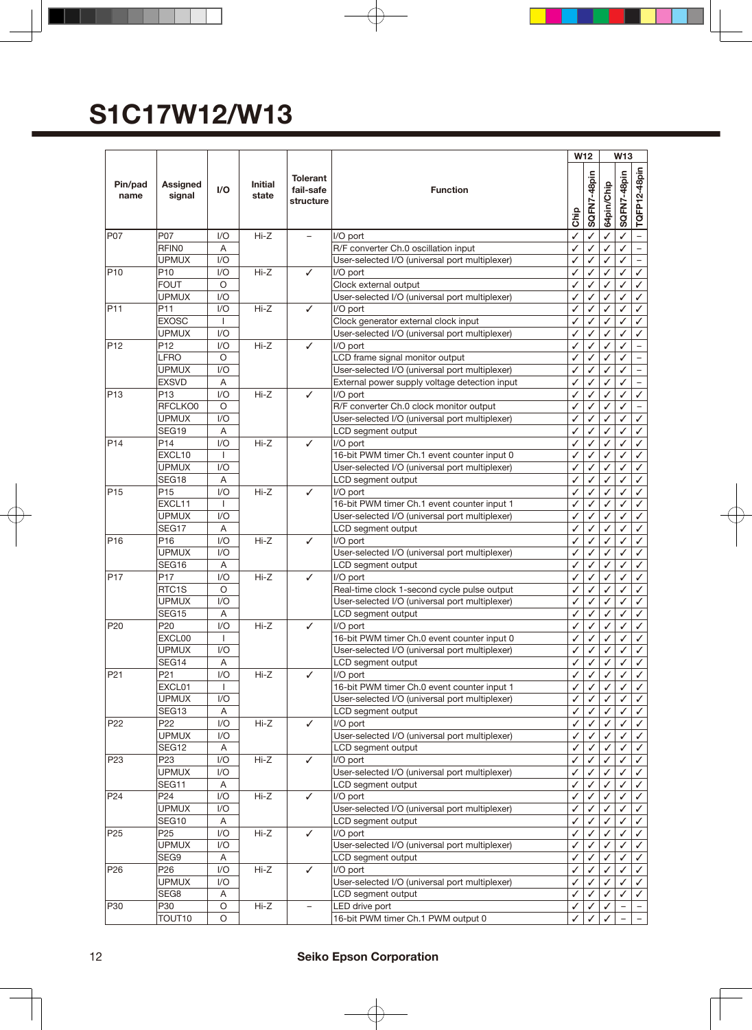# S1C17W12/W13

| Pin/pad name | Assigned signal | I/O | Initial state | Tolerant fail-safe structure | Function | W12 | | W13 | | |
|---|---|---|---|---|---|---|---|---|---|---|
| | | | | | | Chip | SQFN7-48pin | 64pin/Chip | SQFN7-48pin | TQFP12-48pin |
| P07 | P07 | I/O | Hi-Z | – | I/O port | ✓ | ✓ | ✓ | ✓ | – |
| | RFIN0 | A | | | R/F converter Ch.0 oscillation input | ✓ | ✓ | ✓ | ✓ | – |
| | UPMUX | I/O | | | User-selected I/O (universal port multiplexer) | ✓ | ✓ | ✓ | ✓ | – |
| P10 | P10 | I/O | Hi-Z | ✓ | I/O port | ✓ | ✓ | ✓ | ✓ | ✓ |
| | FOUT | O | | | Clock external output | ✓ | ✓ | ✓ | ✓ | ✓ |
| | UPMUX | I/O | | | User-selected I/O (universal port multiplexer) | ✓ | ✓ | ✓ | ✓ | ✓ |
| P11 | P11 | I/O | Hi-Z | ✓ | I/O port | ✓ | ✓ | ✓ | ✓ | ✓ |
| | EXOSC | I | | | Clock generator external clock input | ✓ | ✓ | ✓ | ✓ | ✓ |
| | UPMUX | I/O | | | User-selected I/O (universal port multiplexer) | ✓ | ✓ | ✓ | ✓ | ✓ |
| P12 | P12 | I/O | Hi-Z | ✓ | I/O port | ✓ | ✓ | ✓ | ✓ | – |
| | LFRO | O | | | LCD frame signal monitor output | ✓ | ✓ | ✓ | ✓ | – |
| | UPMUX | I/O | | | User-selected I/O (universal port multiplexer) | ✓ | ✓ | ✓ | ✓ | – |
| | EXSVD | A | | | External power supply voltage detection input | ✓ | ✓ | ✓ | ✓ | – |
| P13 | P13 | I/O | Hi-Z | ✓ | I/O port | ✓ | ✓ | ✓ | ✓ | ✓ |
| | RFCLKO0 | O | | | R/F converter Ch.0 clock monitor output | ✓ | ✓ | ✓ | ✓ | – |
| | UPMUX | I/O | | | User-selected I/O (universal port multiplexer) | ✓ | ✓ | ✓ | ✓ | ✓ |
| | SEG19 | A | | | LCD segment output | ✓ | ✓ | ✓ | ✓ | ✓ |
| P14 | P14 | I/O | Hi-Z | ✓ | I/O port | ✓ | ✓ | ✓ | ✓ | ✓ |
| | EXCL10 | I | | | 16-bit PWM timer Ch.1 event counter input 0 | ✓ | ✓ | ✓ | ✓ | ✓ |
| | UPMUX | I/O | | | User-selected I/O (universal port multiplexer) | ✓ | ✓ | ✓ | ✓ | ✓ |
| | SEG18 | A | | | LCD segment output | ✓ | ✓ | ✓ | ✓ | ✓ |
| P15 | P15 | I/O | Hi-Z | ✓ | I/O port | ✓ | ✓ | ✓ | ✓ | ✓ |
| | EXCL11 | I | | | 16-bit PWM timer Ch.1 event counter input 1 | ✓ | ✓ | ✓ | ✓ | ✓ |
| | UPMUX | I/O | | | User-selected I/O (universal port multiplexer) | ✓ | ✓ | ✓ | ✓ | ✓ |
| | SEG17 | A | | | LCD segment output | ✓ | ✓ | ✓ | ✓ | ✓ |
| P16 | P16 | I/O | Hi-Z | ✓ | I/O port | ✓ | ✓ | ✓ | ✓ | ✓ |
| | UPMUX | I/O | | | User-selected I/O (universal port multiplexer) | ✓ | ✓ | ✓ | ✓ | ✓ |
| | SEG16 | A | | | LCD segment output | ✓ | ✓ | ✓ | ✓ | ✓ |
| P17 | P17 | I/O | Hi-Z | ✓ | I/O port | ✓ | ✓ | ✓ | ✓ | ✓ |
| | RTC1S | O | | | Real-time clock 1-second cycle pulse output | ✓ | ✓ | ✓ | ✓ | ✓ |
| | UPMUX | I/O | | | User-selected I/O (universal port multiplexer) | ✓ | ✓ | ✓ | ✓ | ✓ |
| | SEG15 | A | | | LCD segment output | ✓ | ✓ | ✓ | ✓ | ✓ |
| P20 | P20 | I/O | Hi-Z | ✓ | I/O port | ✓ | ✓ | ✓ | ✓ | ✓ |
| | EXCL00 | I | | | 16-bit PWM timer Ch.0 event counter input 0 | ✓ | ✓ | ✓ | ✓ | ✓ |
| | UPMUX | I/O | | | User-selected I/O (universal port multiplexer) | ✓ | ✓ | ✓ | ✓ | ✓ |
| | SEG14 | A | | | LCD segment output | ✓ | ✓ | ✓ | ✓ | ✓ |
| P21 | P21 | I/O | Hi-Z | ✓ | I/O port | ✓ | ✓ | ✓ | ✓ | ✓ |
| | EXCL01 | I | | | 16-bit PWM timer Ch.0 event counter input 1 | ✓ | ✓ | ✓ | ✓ | ✓ |
| | UPMUX | I/O | | | User-selected I/O (universal port multiplexer) | ✓ | ✓ | ✓ | ✓ | ✓ |
| | SEG13 | A | | | LCD segment output | ✓ | ✓ | ✓ | ✓ | ✓ |
| P22 | P22 | I/O | Hi-Z | ✓ | I/O port | ✓ | ✓ | ✓ | ✓ | ✓ |
| | UPMUX | I/O | | | User-selected I/O (universal port multiplexer) | ✓ | ✓ | ✓ | ✓ | ✓ |
| | SEG12 | A | | | LCD segment output | ✓ | ✓ | ✓ | ✓ | ✓ |
| P23 | P23 | I/O | Hi-Z | ✓ | I/O port | ✓ | ✓ | ✓ | ✓ | ✓ |
| | UPMUX | I/O | | | User-selected I/O (universal port multiplexer) | ✓ | ✓ | ✓ | ✓ | ✓ |
| | SEG11 | A | | | LCD segment output | ✓ | ✓ | ✓ | ✓ | ✓ |
| P24 | P24 | I/O | Hi-Z | ✓ | I/O port | ✓ | ✓ | ✓ | ✓ | ✓ |
| | UPMUX | I/O | | | User-selected I/O (universal port multiplexer) | ✓ | ✓ | ✓ | ✓ | ✓ |
| | SEG10 | A | | | LCD segment output | ✓ | ✓ | ✓ | ✓ | ✓ |
| P25 | P25 | I/O | Hi-Z | ✓ | I/O port | ✓ | ✓ | ✓ | ✓ | ✓ |
| | UPMUX | I/O | | | User-selected I/O (universal port multiplexer) | ✓ | ✓ | ✓ | ✓ | ✓ |
| | SEG9 | A | | | LCD segment output | ✓ | ✓ | ✓ | ✓ | ✓ |
| P26 | P26 | I/O | Hi-Z | ✓ | I/O port | ✓ | ✓ | ✓ | ✓ | ✓ |
| | UPMUX | I/O | | | User-selected I/O (universal port multiplexer) | ✓ | ✓ | ✓ | ✓ | ✓ |
| | SEG8 | A | | | LCD segment output | ✓ | ✓ | ✓ | ✓ | ✓ |
| P30 | P30 | O | Hi-Z | – | LED drive port | ✓ | ✓ | ✓ | – | – |
| | TOUT10 | O | | | 16-bit PWM timer Ch.1 PWM output 0 | ✓ | ✓ | ✓ | – | – |

Seiko Epson Corporation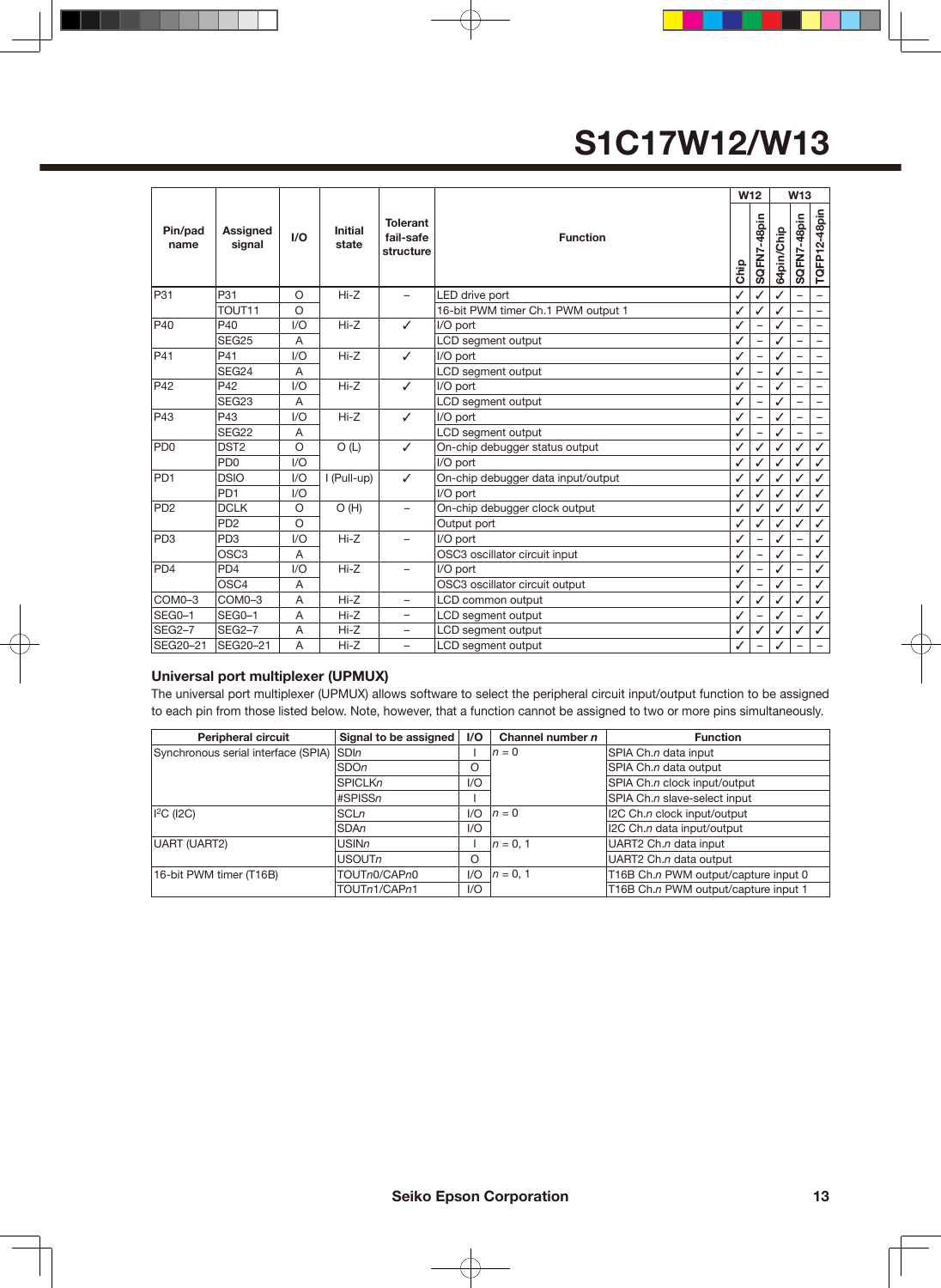| Pin/pad name | Assigned signal | I/O | Initial state | Tolerant fail-safe structure | Function | W12 | | W13 | | |
|---|---|---|---|---|---|---|---|---|---|---|
| | | | | | | Chip | SQFN7-48pin | 64pin/Chip | SQFN7-48pin | TQFP12-48pin |
| P31 | P31 | O | Hi-Z | – | LED drive port | ✓ | ✓ | ✓ | – | – |
| | TOUT11 | O | | | 16-bit PWM timer Ch.1 PWM output 1 | ✓ | ✓ | ✓ | – | – |
| P40 | P40 | I/O | Hi-Z | ✓ | I/O port | ✓ | – | ✓ | – | – |
| | SEG25 | A | | | LCD segment output | ✓ | – | ✓ | – | – |
| P41 | P41 | I/O | Hi-Z | ✓ | I/O port | ✓ | – | ✓ | – | – |
| | SEG24 | A | | | LCD segment output | ✓ | – | ✓ | – | – |
| P42 | P42 | I/O | Hi-Z | ✓ | I/O port | ✓ | – | ✓ | – | – |
| | SEG23 | A | | | LCD segment output | ✓ | – | ✓ | – | – |
| P43 | P43 | I/O | Hi-Z | ✓ | I/O port | ✓ | – | ✓ | – | – |
| | SEG22 | A | | | LCD segment output | ✓ | – | ✓ | – | – |
| PD0 | DST2 | O | O (L) | ✓ | On-chip debugger status output | ✓ | ✓ | ✓ | ✓ | ✓ |
| | PD0 | I/O | | | I/O port | ✓ | ✓ | ✓ | ✓ | ✓ |
| PD1 | DSIO | I/O | I (Pull-up) | ✓ | On-chip debugger data input/output | ✓ | ✓ | ✓ | ✓ | ✓ |
| | PD1 | I/O | | | I/O port | ✓ | ✓ | ✓ | ✓ | ✓ |
| PD2 | DCLK | O | O (H) | – | On-chip debugger clock output | ✓ | ✓ | ✓ | ✓ | ✓ |
| | PD2 | O | | | Output port | ✓ | ✓ | ✓ | ✓ | ✓ |
| PD3 | PD3 | I/O | Hi-Z | – | I/O port | ✓ | – | ✓ | – | ✓ |
| | OSC3 | A | | | OSC3 oscillator circuit input | ✓ | – | ✓ | – | ✓ |
| PD4 | PD4 | I/O | Hi-Z | – | I/O port | ✓ | – | ✓ | – | ✓ |
| | OSC4 | A | | | OSC3 oscillator circuit output | ✓ | – | ✓ | – | ✓ |
| COM0–3 | COM0–3 | A | Hi-Z | – | LCD common output | ✓ | ✓ | ✓ | ✓ | ✓ |
| SEG0–1 | SEG0–1 | A | Hi-Z | – | LCD segment output | ✓ | – | ✓ | – | ✓ |
| SEG2–7 | SEG2–7 | A | Hi-Z | – | LCD segment output | ✓ | ✓ | ✓ | ✓ | ✓ |
| SEG20–21 | SEG20–21 | A | Hi-Z | – | LCD segment output | ✓ | – | ✓ | – | – |

### Universal port multiplexer (UPMUX)

The universal port multiplexer (UPMUX) allows software to select the peripheral circuit input/output function to be assigned to each pin from those listed below. Note, however, that a function cannot be assigned to two or more pins simultaneously.

| Peripheral circuit | Signal to be assigned | I/O | Channel number *n* | Function |
|---|---|---|---|---|
| Synchronous serial interface (SPIA) | SDI*n* | I | *n* = 0 | SPIA Ch.*n* data input |
| | SDO*n* | O | | SPIA Ch.*n* data output |
| | SPICLK*n* | I/O | | SPIA Ch.*n* clock input/output |
| | #SPISS*n* | I | | SPIA Ch.*n* slave-select input |
| I²C (I2C) | SCL*n* | I/O | *n* = 0 | I2C Ch.*n* clock input/output |
| | SDA*n* | I/O | | I2C Ch.*n* data input/output |
| UART (UART2) | USIN*n* | I | *n* = 0, 1 | UART2 Ch.*n* data input |
| | USOUT*n* | O | | UART2 Ch.*n* data output |
| 16-bit PWM timer (T16B) | TOUT*n*0/CAP*n*0 | I/O | *n* = 0, 1 | T16B Ch.*n* PWM output/capture input 0 |
| | TOUT*n*1/CAP*n*1 | I/O | | T16B Ch.*n* PWM output/capture input 1 |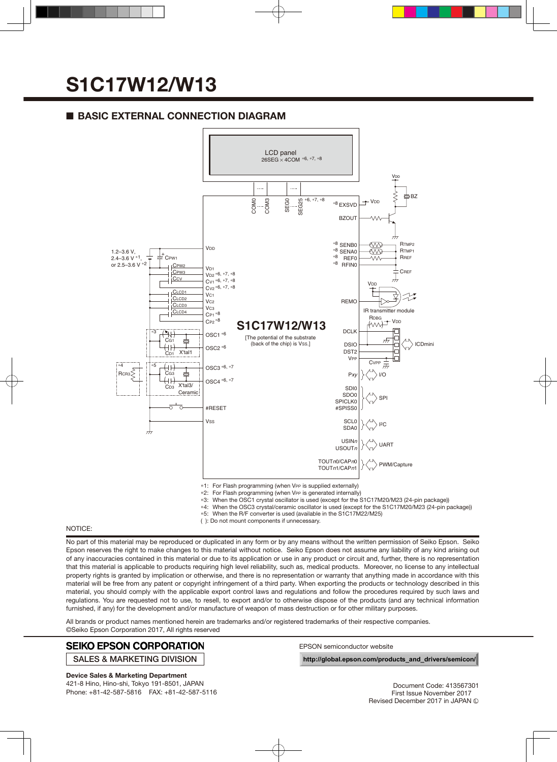# S1C17W12/W13

## ■ BASIC EXTERNAL CONNECTION DIAGRAM

LCD panel
26SEG × 4COM *6, *7, *8

COM0 COM3 SEG0 SEG25 *6, *7, *8

*8 EXSVD
BZOUT
*8 SENB0
*8 SENA0
*8 REF0
*8 RFIN0
REMO
DCLK
DSIO
DST2
VPP
Pxy
SDI0
SDO0
SPICLK0
#SPISS0
SCL0
SDA0
USINn
USOUTn
TOUTn0/CAPn0
TOUTn1/CAPn1

VDD
BZ
RTMP2
RTMP1
RREF
CREF
IR transmitter module
RDBG
ICDmini
CVPP
I/O
SPI
I²C
UART
PWM/Capture

1.2–3.6 V,
2.4–3.6 V *1,
or 2.5–3.6 V *2

CPW1
CPW2
CPW3
CCV
CLCD1
CLCD2
CLCD3
CLCD4
*3 CG1 CD1 X'tal1
*4 RCR3
*5 CG3 CD3 X'tal3/Ceramic

VDD
VD1
VD2 *6, *7, *8
CV1 *6, *7, *8
CV2 *6, *7, *8
VC1
VC2
VC3
CP1 *8
CP2 *8
OSC1 *6
OSC2 *6
OSC3 *6, *7
OSC4 *6, *7
#RESET
VSS

S1C17W12/W13
[The potential of the substrate (back of the chip) is VSS.]

*1: For Flash programming (when VPP is supplied externally)
*2: For Flash programming (when VPP is generated internally)
*3: When the OSC1 crystal oscillator is used (except for the S1C17M20/M23 (24-pin package))
*4: When the OSC3 crystal/ceramic oscillator is used (except for the S1C17M20/M23 (24-pin package))
*5: When the R/F converter is used (available in the S1C17M22/M25)
( ): Do not mount components if unnecessary.

NOTICE:

No part of this material may be reproduced or duplicated in any form or by any means without the written permission of Seiko Epson. Seiko Epson reserves the right to make changes to this material without notice. Seiko Epson does not assume any liability of any kind arising out of any inaccuracies contained in this material or due to its application or use in any product or circuit and, further, there is no representation that this material is applicable to products requiring high level reliability, such as, medical products. Moreover, no license to any intellectual property rights is granted by implication or otherwise, and there is no representation or warranty that anything made in accordance with this material will be free from any patent or copyright infringement of a third party. When exporting the products or technology described in this material, you should comply with the applicable export control laws and regulations and follow the procedures required by such laws and regulations. You are requested not to use, to resell, to export and/or to otherwise dispose of the products (and any technical information furnished, if any) for the development and/or manufacture of weapon of mass destruction or for other military purposes.

All brands or product names mentioned herein are trademarks and/or registered trademarks of their respective companies.
©Seiko Epson Corporation 2017, All rights reserved

**SEIKO EPSON CORPORATION**
SALES & MARKETING DIVISION

**Device Sales & Marketing Department**
421-8 Hino, Hino-shi, Tokyo 191-8501, JAPAN
Phone: +81-42-587-5816 FAX: +81-42-587-5116

EPSON semiconductor website
**http://global.epson.com/products_and_drivers/semicon/**

Document Code: 413567301
First Issue November 2017
Revised December 2017 in JAPAN